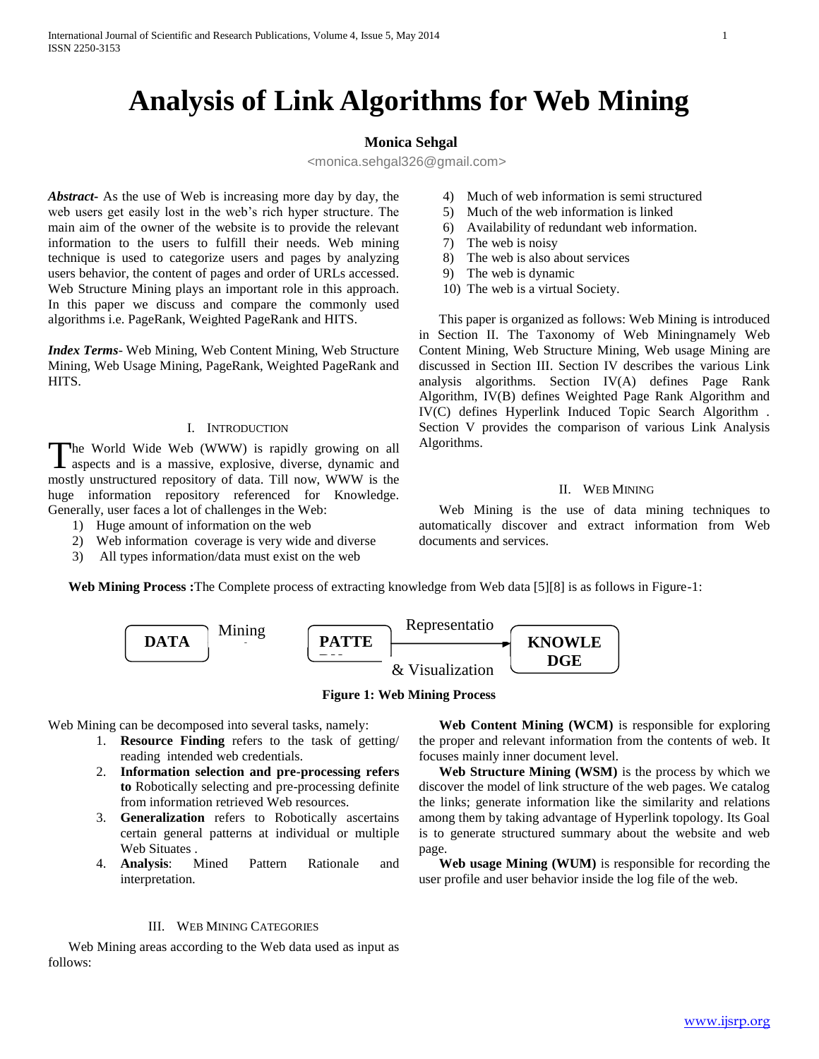# Analysis of Link Algorithms for Web Mining

**Monica Sehgal**

<monica.sehgal326@gmail.com>

***Abstract-*** As the use of Web is increasing more day by day, the web users get easily lost in the web's rich hyper structure. The main aim of the owner of the website is to provide the relevant information to the users to fulfill their needs. Web mining technique is used to categorize users and pages by analyzing users behavior, the content of pages and order of URLs accessed. Web Structure Mining plays an important role in this approach. In this paper we discuss and compare the commonly used algorithms i.e. PageRank, Weighted PageRank and HITS.

***Index Terms-*** Web Mining, Web Content Mining, Web Structure Mining, Web Usage Mining, PageRank, Weighted PageRank and HITS.

## I. Introduction

The World Wide Web (WWW) is rapidly growing on all aspects and is a massive, explosive, diverse, dynamic and mostly unstructured repository of data. Till now, WWW is the huge information repository referenced for Knowledge. Generally, user faces a lot of challenges in the Web:

1) Huge amount of information on the web
2) Web information coverage is very wide and diverse
3) All types information/data must exist on the web
4) Much of web information is semi structured
5) Much of the web information is linked
6) Availability of redundant web information.
7) The web is noisy
8) The web is also about services
9) The web is dynamic
10) The web is a virtual Society.

This paper is organized as follows: Web Mining is introduced in Section II. The Taxonomy of Web Miningnamely Web Content Mining, Web Structure Mining, Web usage Mining are discussed in Section III. Section IV describes the various Link analysis algorithms. Section IV(A) defines Page Rank Algorithm, IV(B) defines Weighted Page Rank Algorithm and IV(C) defines Hyperlink Induced Topic Search Algorithm . Section V provides the comparison of various Link Analysis Algorithms.

## II. Web Mining

Web Mining is the use of data mining techniques to automatically discover and extract information from Web documents and services.

**Web Mining Process :**The Complete process of extracting knowledge from Web data [5][8] is as follows in Figure-1:

DATA → Mining → PATTERNS → Representation & Visualization → KNOWLEDGE

**Figure 1: Web Mining Process**

Web Mining can be decomposed into several tasks, namely:

1. **Resource Finding** refers to the task of getting/ reading intended web credentials.
2. **Information selection and pre-processing refers to** Robotically selecting and pre-processing definite from information retrieved Web resources.
3. **Generalization** refers to Robotically ascertains certain general patterns at individual or multiple Web Situates .
4. **Analysis**: Mined Pattern Rationale and interpretation.

## III. Web Mining Categories

Web Mining areas according to the Web data used as input as follows:

**Web Content Mining (WCM)** is responsible for exploring the proper and relevant information from the contents of web. It focuses mainly inner document level.

**Web Structure Mining (WSM)** is the process by which we discover the model of link structure of the web pages. We catalog the links; generate information like the similarity and relations among them by taking advantage of Hyperlink topology. Its Goal is to generate structured summary about the website and web page.

**Web usage Mining (WUM)** is responsible for recording the user profile and user behavior inside the log file of the web.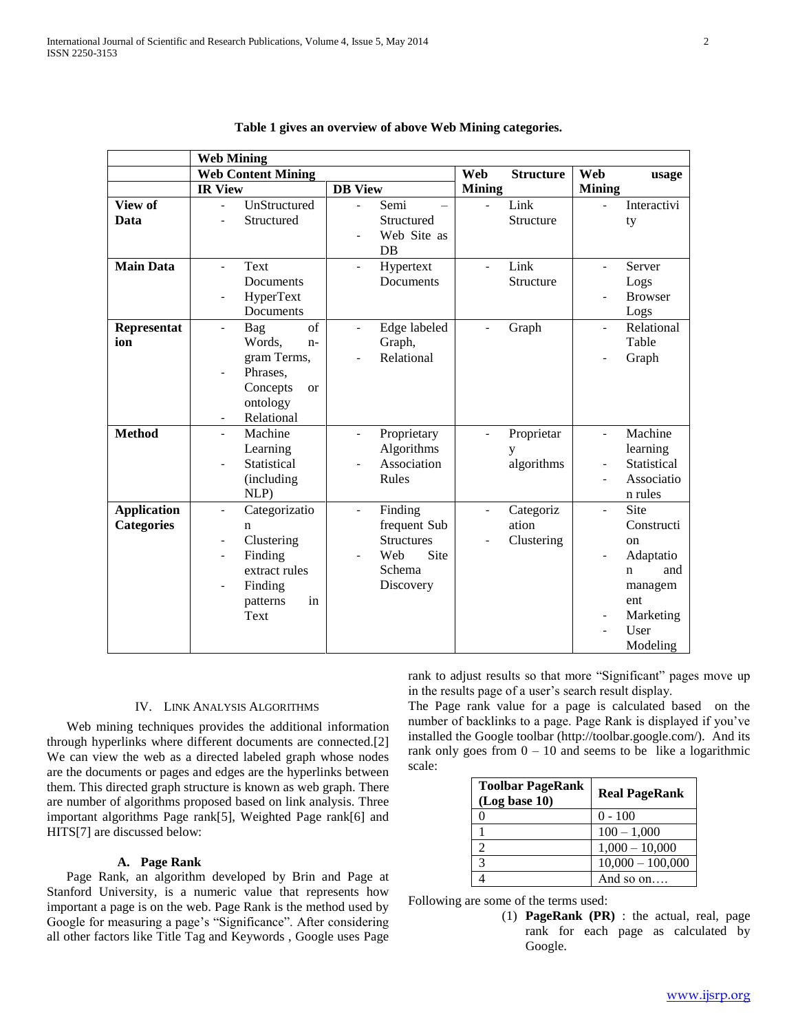**Table 1 gives an overview of above Web Mining categories.**

| | **Web Mining** | | | |
|---|---|---|---|---|
| | **Web Content Mining** | | **Web Structure Mining** | **Web usage Mining** |
| | **IR View** | **DB View** | | |
| **View of Data** | - UnStructured<br>- Structured | - Semi – Structured<br>- Web Site as DB | - Link Structure | - Interactivity |
| **Main Data** | - Text Documents<br>- HyperText Documents | - Hypertext Documents | - Link Structure | - Server Logs<br>- Browser Logs |
| **Representation** | - Bag of Words, n-gram Terms,<br>- Phrases, Concepts or ontology<br>- Relational | - Edge labeled Graph,<br>- Relational | - Graph | - Relational Table<br>- Graph |
| **Method** | - Machine Learning<br>- Statistical (including NLP) | - Proprietary Algorithms<br>- Association Rules | - Proprietary algorithms | - Machine learning<br>- Statistical<br>- Association rules |
| **Application Categories** | - Categorization<br>- Clustering<br>- Finding extract rules<br>- Finding patterns in Text | - Finding frequent Sub Structures<br>- Web Site Schema Discovery | - Categorization<br>- Clustering | - Site Construction<br>- Adaptation and management<br>- Marketing<br>- User Modeling |

## IV. Link Analysis Algorithms

Web mining techniques provides the additional information through hyperlinks where different documents are connected.[2] We can view the web as a directed labeled graph whose nodes are the documents or pages and edges are the hyperlinks between them. This directed graph structure is known as web graph. There are number of algorithms proposed based on link analysis. Three important algorithms Page rank[5], Weighted Page rank[6] and HITS[7] are discussed below:

### A. Page Rank

Page Rank, an algorithm developed by Brin and Page at Stanford University, is a numeric value that represents how important a page is on the web. Page Rank is the method used by Google for measuring a page's "Significance". After considering all other factors like Title Tag and Keywords , Google uses Page rank to adjust results so that more "Significant" pages move up in the results page of a user's search result display.

The Page rank value for a page is calculated based on the number of backlinks to a page. Page Rank is displayed if you've installed the Google toolbar (http://toolbar.google.com/). And its rank only goes from 0 – 10 and seems to be like a logarithmic scale:

| Toolbar PageRank (Log base 10) | Real PageRank |
|---|---|
| 0 | 0 - 100 |
| 1 | 100 – 1,000 |
| 2 | 1,000 – 10,000 |
| 3 | 10,000 – 100,000 |
| 4 | And so on…. |

Following are some of the terms used:

(1) **PageRank (PR)** : the actual, real, page rank for each page as calculated by Google.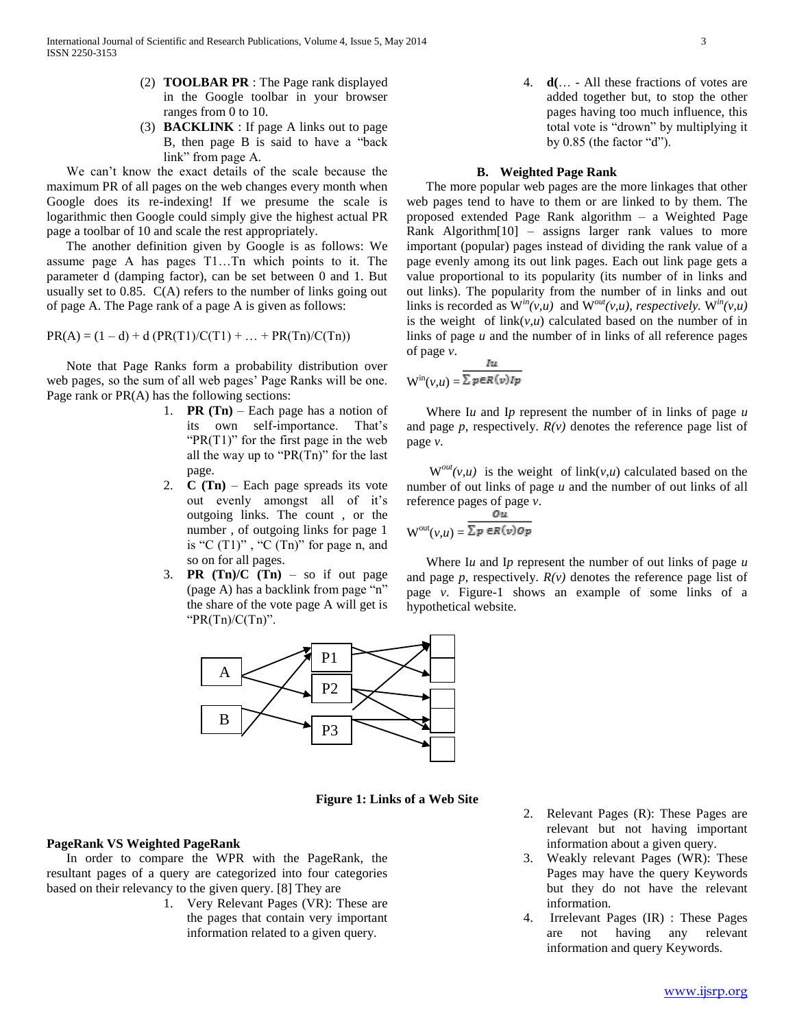(2) **TOOLBAR PR** : The Page rank displayed in the Google toolbar in your browser ranges from 0 to 10.

(3) **BACKLINK** : If page A links out to page B, then page B is said to have a "back link" from page A.

We can't know the exact details of the scale because the maximum PR of all pages on the web changes every month when Google does its re-indexing! If we presume the scale is logarithmic then Google could simply give the highest actual PR page a toolbar of 10 and scale the rest appropriately.

The another definition given by Google is as follows: We assume page A has pages T1…Tn which points to it. The parameter d (damping factor), can be set between 0 and 1. But usually set to 0.85. C(A) refers to the number of links going out of page A. The Page rank of a page A is given as follows:

$$PR(A) = (1 – d) + d (PR(T1)/C(T1) + … + PR(Tn)/C(Tn))$$

Note that Page Ranks form a probability distribution over web pages, so the sum of all web pages' Page Ranks will be one. Page rank or PR(A) has the following sections:

1. **PR (Tn)** – Each page has a notion of its own self-importance. That's "PR(T1)" for the first page in the web all the way up to "PR(Tn)" for the last page.
2. **C (Tn)** – Each page spreads its vote out evenly amongst all of it's outgoing links. The count , or the number , of outgoing links for page 1 is "C (T1)" , "C (Tn)" for page n, and so on for all pages.
3. **PR (Tn)/C (Tn)** – so if out page (page A) has a backlink from page "n" the share of the vote page A will get is "PR(Tn)/C(Tn)".
4. **d(**… - All these fractions of votes are added together but, to stop the other pages having too much influence, this total vote is "drown" by multiplying it by 0.85 (the factor "d").

### B. Weighted Page Rank

The more popular web pages are the more linkages that other web pages tend to have to them or are linked to by them. The proposed extended Page Rank algorithm – a Weighted Page Rank Algorithm[10] – assigns larger rank values to more important (popular) pages instead of dividing the rank value of a page evenly among its out link pages. Each out link page gets a value proportional to its popularity (its number of in links and out links). The popularity from the number of in links and out links is recorded as $W^{in}(v,u)$ and $W^{out}(v,u)$, *respectively.* $W^{in}(v,u)$ is the weight of link$(v,u)$ calculated based on the number of in links of page *u* and the number of in links of all reference pages of page *v*.

$$W^{in}(v,u) = \frac{I_u}{\sum_{p \in R(v)} I_p}$$

Where $I_u$ and $I_p$ represent the number of in links of page *u* and page *p*, respectively. *R(v)* denotes the reference page list of page *v*.

$W^{out}(v,u)$ is the weight of link$(v,u)$ calculated based on the number of out links of page *u* and the number of out links of all reference pages of page *v*.

$$W^{out}(v,u) = \frac{O_u}{\sum_{p \in R(v)} O_p}$$

Where $I_u$ and $I_p$ represent the number of out links of page *u* and page *p*, respectively. *R(v)* denotes the reference page list of page *v*. Figure-1 shows an example of some links of a hypothetical website.

**Figure 1: Links of a Web Site**

**PageRank VS Weighted PageRank**

In order to compare the WPR with the PageRank, the resultant pages of a query are categorized into four categories based on their relevancy to the given query. [8] They are

1. Very Relevant Pages (VR): These are the pages that contain very important information related to a given query.
2. Relevant Pages (R): These Pages are relevant but not having important information about a given query.
3. Weakly relevant Pages (WR): These Pages may have the query Keywords but they do not have the relevant information.
4. Irrelevant Pages (IR) : These Pages are not having any relevant information and query Keywords.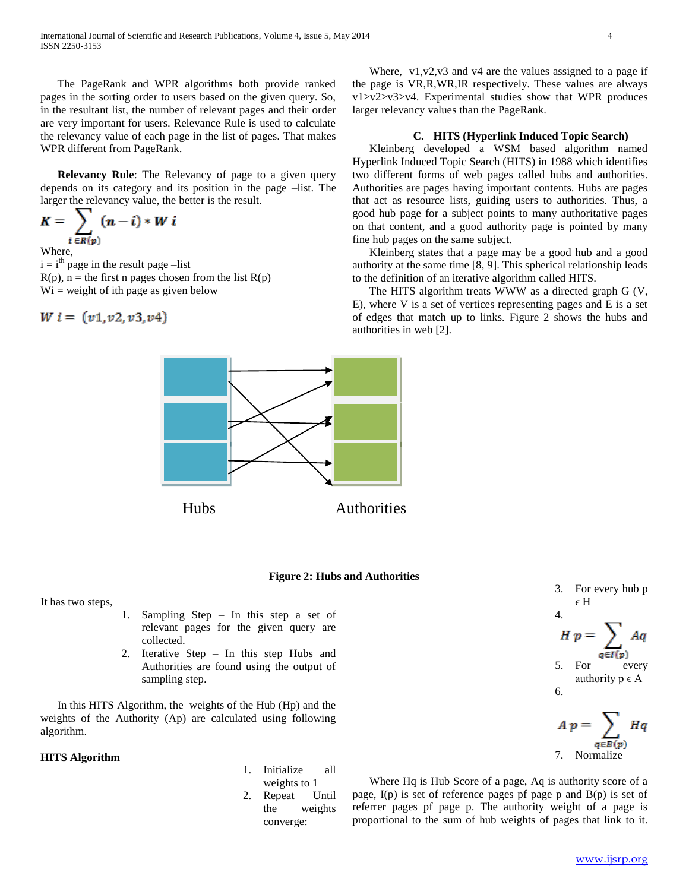The PageRank and WPR algorithms both provide ranked pages in the sorting order to users based on the given query. So, in the resultant list, the number of relevant pages and their order are very important for users. Relevance Rule is used to calculate the relevancy value of each page in the list of pages. That makes WPR different from PageRank.

**Relevancy Rule**: The Relevancy of page to a given query depends on its category and its position in the page –list. The larger the relevancy value, the better is the result.

$$K = \sum_{i \in R(p)} (n - i) * W\ i$$

Where,
$i = i^{th}$ page in the result page –list
R(p), n = the first n pages chosen from the list R(p)
Wi = weight of ith page as given below

$$W\ i = (v1, v2, v3, v4)$$

Where, v1,v2,v3 and v4 are the values assigned to a page if the page is VR,R,WR,IR respectively. These values are always v1>v2>v3>v4. Experimental studies show that WPR produces larger relevancy values than the PageRank.

### C. HITS (Hyperlink Induced Topic Search)

Kleinberg developed a WSM based algorithm named Hyperlink Induced Topic Search (HITS) in 1988 which identifies two different forms of web pages called hubs and authorities. Authorities are pages having important contents. Hubs are pages that act as resource lists, guiding users to authorities. Thus, a good hub page for a subject points to many authoritative pages on that content, and a good authority page is pointed by many fine hub pages on the same subject.

Kleinberg states that a page may be a good hub and a good authority at the same time [8, 9]. This spherical relationship leads to the definition of an iterative algorithm called HITS.

The HITS algorithm treats WWW as a directed graph G (V, E), where V is a set of vertices representing pages and E is a set of edges that match up to links. Figure 2 shows the hubs and authorities in web [2].

Hubs Authorities

**Figure 2: Hubs and Authorities**

It has two steps,

1. Sampling Step – In this step a set of relevant pages for the given query are collected.
2. Iterative Step – In this step Hubs and Authorities are found using the output of sampling step.

In this HITS Algorithm, the weights of the Hub (Hp) and the weights of the Authority (Ap) are calculated using following algorithm.

**HITS Algorithm**

1. Initialize all weights to 1
2. Repeat Until the weights converge:
3. For every hub p ϵ H
4. $$H\ p = \sum_{q \in I(p)} Aq$$
5. For every authority p ϵ A
6. $$A\ p = \sum_{q \in B(p)} Hq$$
7. Normalize

Where Hq is Hub Score of a page, Aq is authority score of a page, I(p) is set of reference pages pf page p and B(p) is set of referrer pages pf page p. The authority weight of a page is proportional to the sum of hub weights of pages that link to it.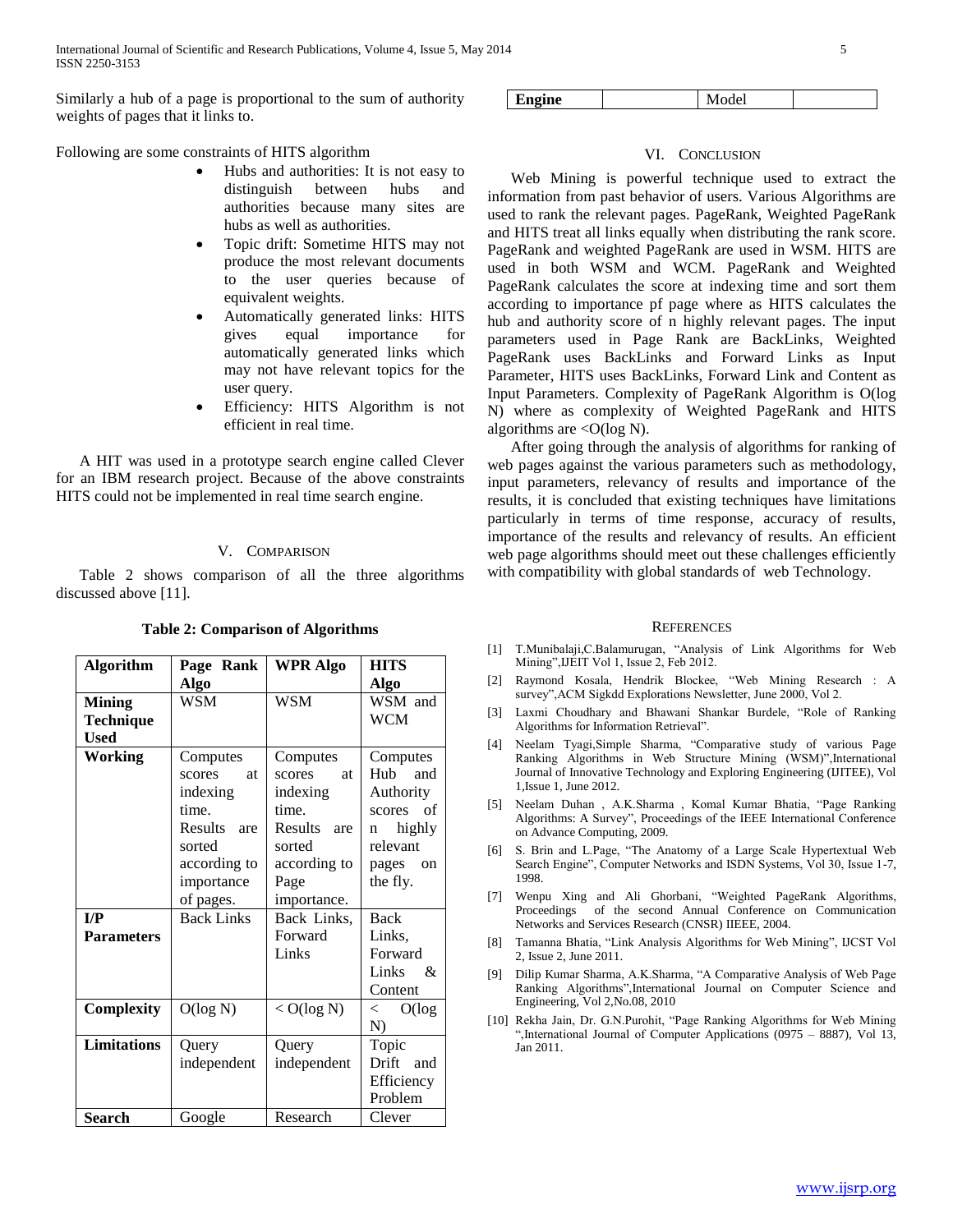Similarly a hub of a page is proportional to the sum of authority weights of pages that it links to.

Following are some constraints of HITS algorithm

- Hubs and authorities: It is not easy to distinguish between hubs and authorities because many sites are hubs as well as authorities.
- Topic drift: Sometime HITS may not produce the most relevant documents to the user queries because of equivalent weights.
- Automatically generated links: HITS gives equal importance for automatically generated links which may not have relevant topics for the user query.
- Efficiency: HITS Algorithm is not efficient in real time.

A HIT was used in a prototype search engine called Clever for an IBM research project. Because of the above constraints HITS could not be implemented in real time search engine.

## V. Comparison

Table 2 shows comparison of all the three algorithms discussed above [11].

**Table 2: Comparison of Algorithms**

| **Algorithm** | **Page Rank Algo** | **WPR Algo** | **HITS Algo** |
|---|---|---|---|
| **Mining Technique Used** | WSM | WSM | WSM and WCM |
| **Working** | Computes scores at indexing time. Results are sorted according to importance of pages. | Computes scores at indexing time. Results are sorted according to Page importance. | Computes Hub and Authority scores of n highly relevant pages on the fly. |
| **I/P Parameters** | Back Links | Back Links, Forward Links | Back Links, Forward Links & Content |
| **Complexity** | O(log N) | < O(log N) | < O(log N) |
| **Limitations** | Query independent | Query independent | Topic Drift and Efficiency Problem |
| **Search Engine** | Google | Research Model | Clever |

## VI. Conclusion

Web Mining is powerful technique used to extract the information from past behavior of users. Various Algorithms are used to rank the relevant pages. PageRank, Weighted PageRank and HITS treat all links equally when distributing the rank score. PageRank and weighted PageRank are used in WSM. HITS are used in both WSM and WCM. PageRank and Weighted PageRank calculates the score at indexing time and sort them according to importance pf page where as HITS calculates the hub and authority score of n highly relevant pages. The input parameters used in Page Rank are BackLinks, Weighted PageRank uses BackLinks and Forward Links as Input Parameter, HITS uses BackLinks, Forward Link and Content as Input Parameters. Complexity of PageRank Algorithm is O(log N) where as complexity of Weighted PageRank and HITS algorithms are <O(log N).

After going through the analysis of algorithms for ranking of web pages against the various parameters such as methodology, input parameters, relevancy of results and importance of the results, it is concluded that existing techniques have limitations particularly in terms of time response, accuracy of results, importance of the results and relevancy of results. An efficient web page algorithms should meet out these challenges efficiently with compatibility with global standards of web Technology.

## References

[1] T.Munibalaji,C.Balamurugan, "Analysis of Link Algorithms for Web Mining",IJEIT Vol 1, Issue 2, Feb 2012.

[2] Raymond Kosala, Hendrik Blockee, "Web Mining Research : A survey",ACM Sigkdd Explorations Newsletter, June 2000, Vol 2.

[3] Laxmi Choudhary and Bhawani Shankar Burdele, "Role of Ranking Algorithms for Information Retrieval".

[4] Neelam Tyagi,Simple Sharma, "Comparative study of various Page Ranking Algorithms in Web Structure Mining (WSM)",International Journal of Innovative Technology and Exploring Engineering (IJITEE), Vol 1,Issue 1, June 2012.

[5] Neelam Duhan , A.K.Sharma , Komal Kumar Bhatia, "Page Ranking Algorithms: A Survey", Proceedings of the IEEE International Conference on Advance Computing, 2009.

[6] S. Brin and L.Page, "The Anatomy of a Large Scale Hypertextual Web Search Engine", Computer Networks and ISDN Systems, Vol 30, Issue 1-7, 1998.

[7] Wenpu Xing and Ali Ghorbani, "Weighted PageRank Algorithms, Proceedings of the second Annual Conference on Communication Networks and Services Research (CNSR) IIEEE, 2004.

[8] Tamanna Bhatia, "Link Analysis Algorithms for Web Mining", IJCST Vol 2, Issue 2, June 2011.

[9] Dilip Kumar Sharma, A.K.Sharma, "A Comparative Analysis of Web Page Ranking Algorithms",International Journal on Computer Science and Engineering, Vol 2,No.08, 2010

[10] Rekha Jain, Dr. G.N.Purohit, "Page Ranking Algorithms for Web Mining ",International Journal of Computer Applications (0975 – 8887), Vol 13, Jan 2011.